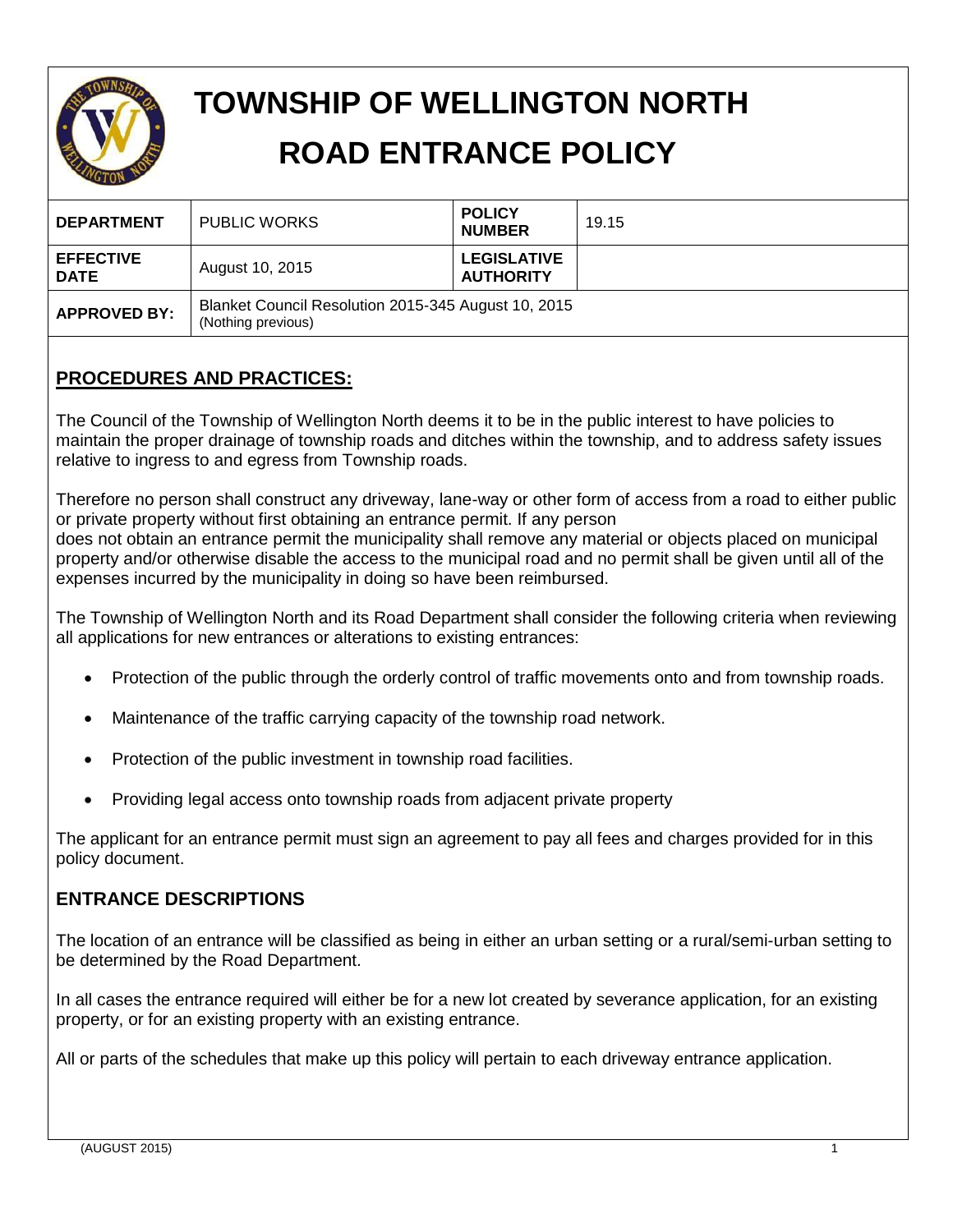# TOWNSHIP OF WELLINGTON NORTH

# ROAD ENTRANCE POLICY

| DEPARTMENT | PUBLIC WORKS | POLICY NUMBER | 19.15 |
|---|---|---|---|
| EFFECTIVE DATE | August 10, 2015 | LEGISLATIVE AUTHORITY | |
| APPROVED BY: | Blanket Council Resolution 2015-345 August 10, 2015 (Nothing previous) | | |

## PROCEDURES AND PRACTICES:

The Council of the Township of Wellington North deems it to be in the public interest to have policies to maintain the proper drainage of township roads and ditches within the township, and to address safety issues relative to ingress to and egress from Township roads.

Therefore no person shall construct any driveway, lane-way or other form of access from a road to either public or private property without first obtaining an entrance permit. If any person does not obtain an entrance permit the municipality shall remove any material or objects placed on municipal property and/or otherwise disable the access to the municipal road and no permit shall be given until all of the expenses incurred by the municipality in doing so have been reimbursed.

The Township of Wellington North and its Road Department shall consider the following criteria when reviewing all applications for new entrances or alterations to existing entrances:

- Protection of the public through the orderly control of traffic movements onto and from township roads.
- Maintenance of the traffic carrying capacity of the township road network.
- Protection of the public investment in township road facilities.
- Providing legal access onto township roads from adjacent private property

The applicant for an entrance permit must sign an agreement to pay all fees and charges provided for in this policy document.

### ENTRANCE DESCRIPTIONS

The location of an entrance will be classified as being in either an urban setting or a rural/semi-urban setting to be determined by the Road Department.

In all cases the entrance required will either be for a new lot created by severance application, for an existing property, or for an existing property with an existing entrance.

All or parts of the schedules that make up this policy will pertain to each driveway entrance application.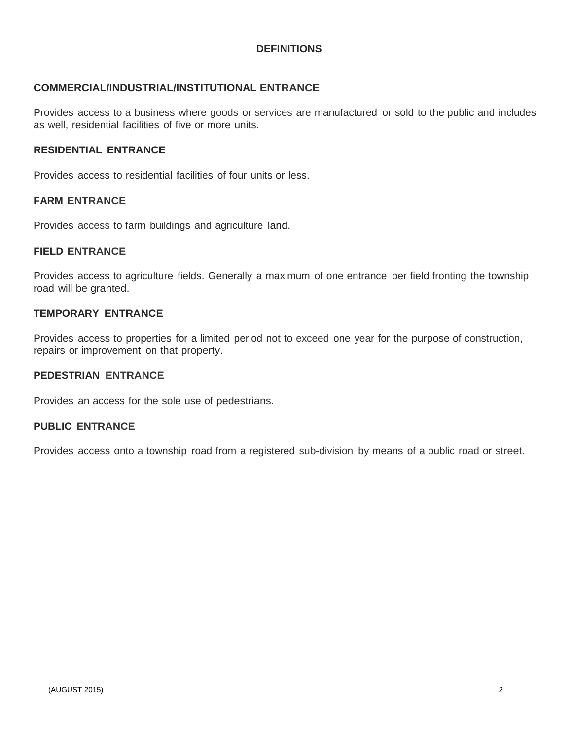# DEFINITIONS

## COMMERCIAL/INDUSTRIAL/INSTITUTIONAL ENTRANCE

Provides access to a business where goods or services are manufactured or sold to the public and includes as well, residential facilities of five or more units.

## RESIDENTIAL ENTRANCE

Provides access to residential facilities of four units or less.

## FARM ENTRANCE

Provides access to farm buildings and agriculture land.

## FIELD ENTRANCE

Provides access to agriculture fields. Generally a maximum of one entrance per field fronting the township road will be granted.

## TEMPORARY ENTRANCE

Provides access to properties for a limited period not to exceed one year for the purpose of construction, repairs or improvement on that property.

## PEDESTRIAN ENTRANCE

Provides an access for the sole use of pedestrians.

## PUBLIC ENTRANCE

Provides access onto a township road from a registered sub-division by means of a public road or street.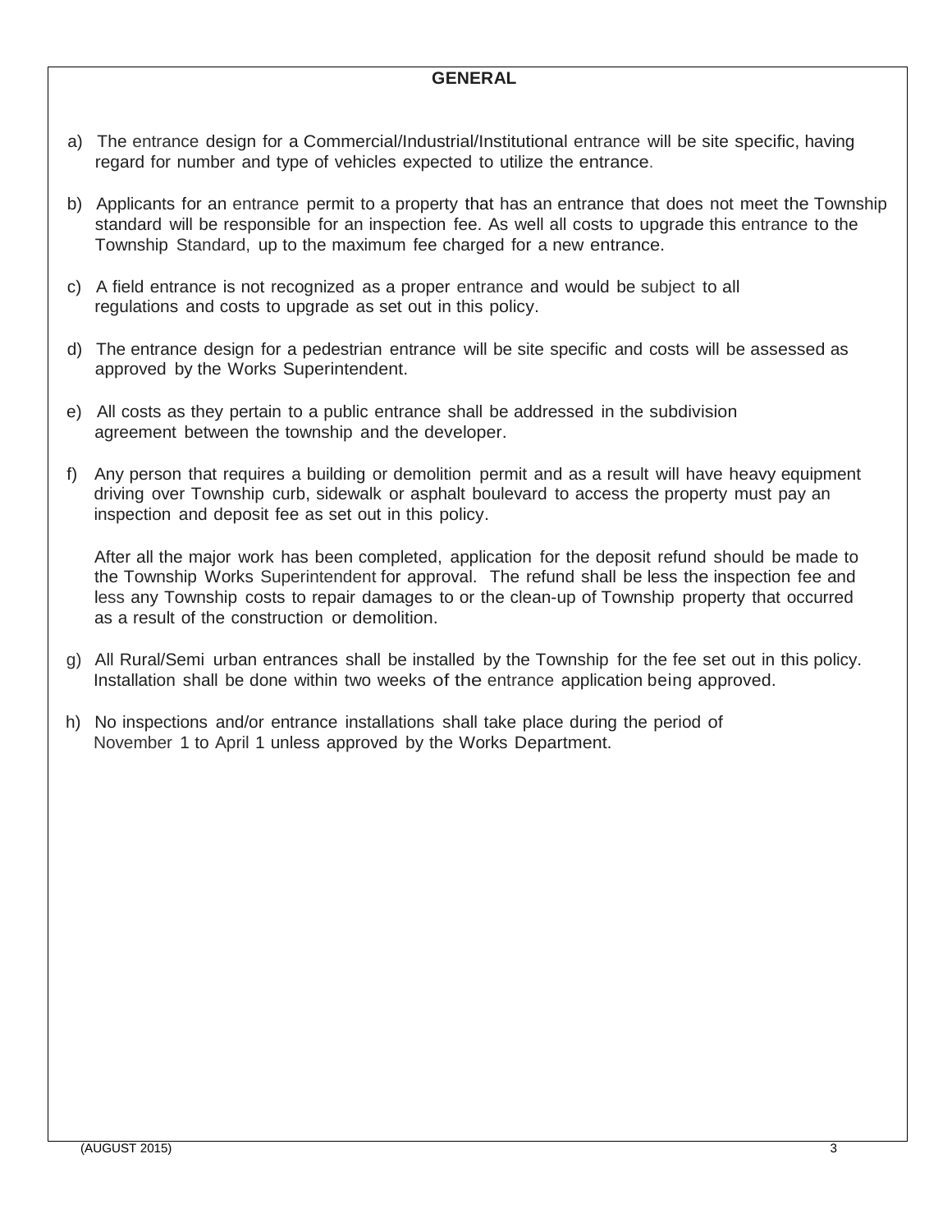## GENERAL

a) The entrance design for a Commercial/Industrial/Institutional entrance will be site specific, having regard for number and type of vehicles expected to utilize the entrance.

b) Applicants for an entrance permit to a property that has an entrance that does not meet the Township standard will be responsible for an inspection fee. As well all costs to upgrade this entrance to the Township Standard, up to the maximum fee charged for a new entrance.

c) A field entrance is not recognized as a proper entrance and would be subject to all regulations and costs to upgrade as set out in this policy.

d) The entrance design for a pedestrian entrance will be site specific and costs will be assessed as approved by the Works Superintendent.

e) All costs as they pertain to a public entrance shall be addressed in the subdivision agreement between the township and the developer.

f) Any person that requires a building or demolition permit and as a result will have heavy equipment driving over Township curb, sidewalk or asphalt boulevard to access the property must pay an inspection and deposit fee as set out in this policy.

   After all the major work has been completed, application for the deposit refund should be made to the Township Works Superintendent for approval. The refund shall be less the inspection fee and less any Township costs to repair damages to or the clean-up of Township property that occurred as a result of the construction or demolition.

g) All Rural/Semi urban entrances shall be installed by the Township for the fee set out in this policy. Installation shall be done within two weeks of the entrance application being approved.

h) No inspections and/or entrance installations shall take place during the period of November 1 to April 1 unless approved by the Works Department.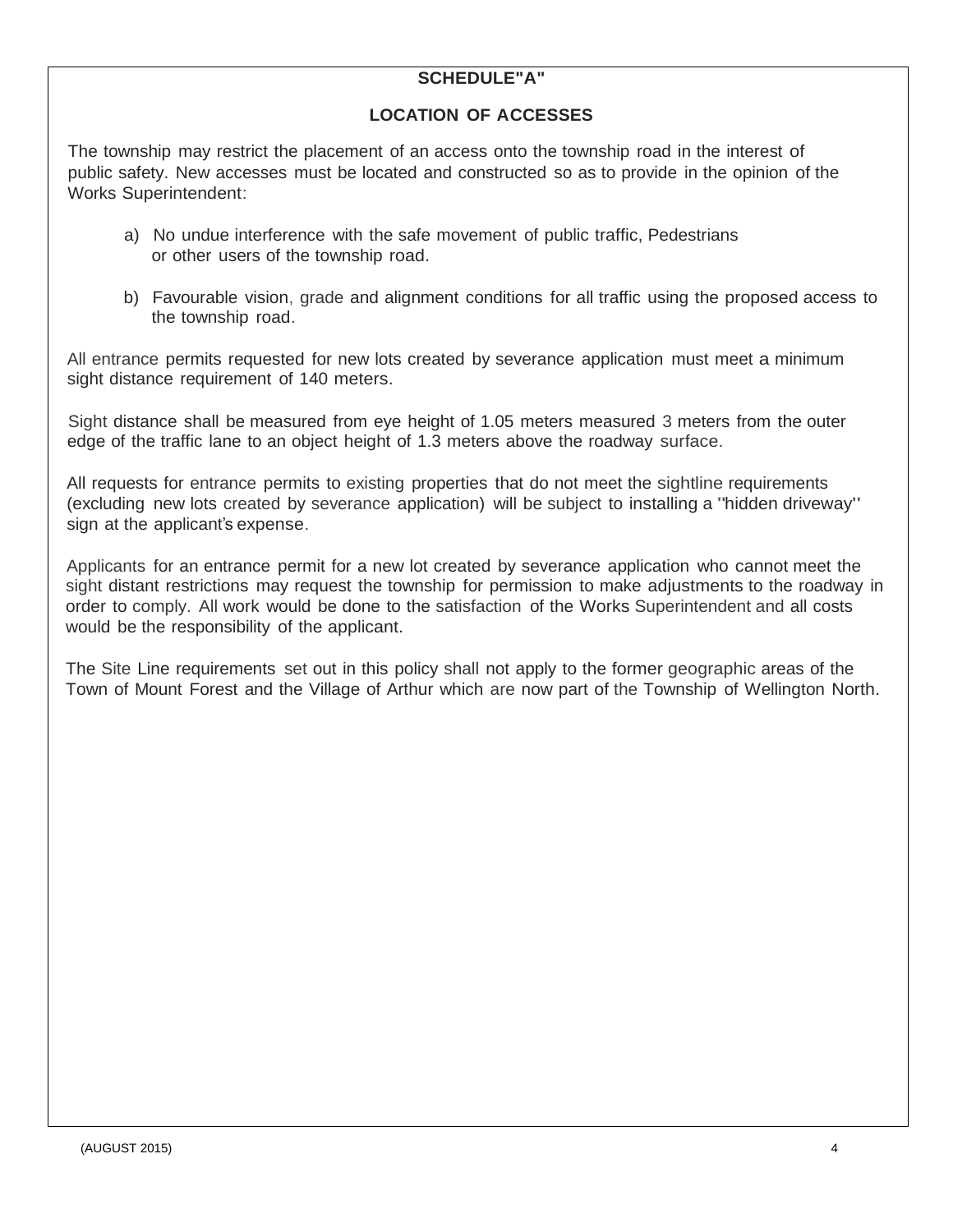## SCHEDULE"A"

## LOCATION OF ACCESSES

The township may restrict the placement of an access onto the township road in the interest of public safety. New accesses must be located and constructed so as to provide in the opinion of the Works Superintendent:

a) No undue interference with the safe movement of public traffic, Pedestrians or other users of the township road.

b) Favourable vision, grade and alignment conditions for all traffic using the proposed access to the township road.

All entrance permits requested for new lots created by severance application must meet a minimum sight distance requirement of 140 meters.

Sight distance shall be measured from eye height of 1.05 meters measured 3 meters from the outer edge of the traffic lane to an object height of 1.3 meters above the roadway surface.

All requests for entrance permits to existing properties that do not meet the sightline requirements (excluding new lots created by severance application) will be subject to installing a "hidden driveway" sign at the applicant's expense.

Applicants for an entrance permit for a new lot created by severance application who cannot meet the sight distant restrictions may request the township for permission to make adjustments to the roadway in order to comply. All work would be done to the satisfaction of the Works Superintendent and all costs would be the responsibility of the applicant.

The Site Line requirements set out in this policy shall not apply to the former geographic areas of the Town of Mount Forest and the Village of Arthur which are now part of the Township of Wellington North.

(AUGUST 2015)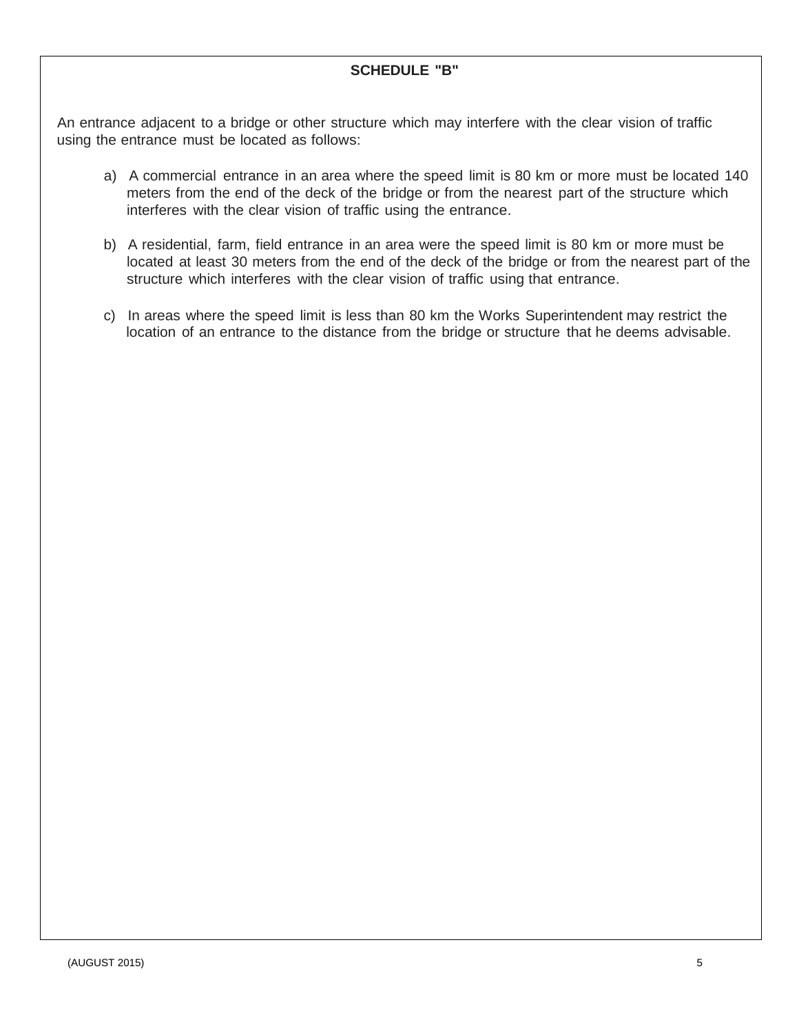**SCHEDULE "B"**

An entrance adjacent to a bridge or other structure which may interfere with the clear vision of traffic using the entrance must be located as follows:

a) A commercial entrance in an area where the speed limit is 80 km or more must be located 140 meters from the end of the deck of the bridge or from the nearest part of the structure which interferes with the clear vision of traffic using the entrance.

b) A residential, farm, field entrance in an area were the speed limit is 80 km or more must be located at least 30 meters from the end of the deck of the bridge or from the nearest part of the structure which interferes with the clear vision of traffic using that entrance.

c) In areas where the speed limit is less than 80 km the Works Superintendent may restrict the location of an entrance to the distance from the bridge or structure that he deems advisable.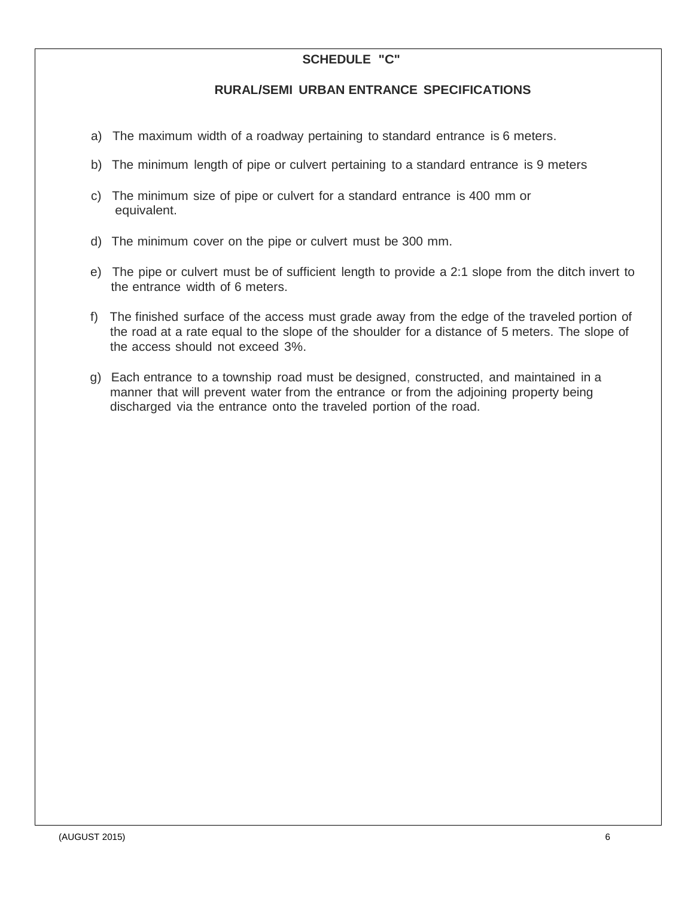## SCHEDULE "C"

## RURAL/SEMI URBAN ENTRANCE SPECIFICATIONS

a) The maximum width of a roadway pertaining to standard entrance is 6 meters.

b) The minimum length of pipe or culvert pertaining to a standard entrance is 9 meters

c) The minimum size of pipe or culvert for a standard entrance is 400 mm or equivalent.

d) The minimum cover on the pipe or culvert must be 300 mm.

e) The pipe or culvert must be of sufficient length to provide a 2:1 slope from the ditch invert to the entrance width of 6 meters.

f) The finished surface of the access must grade away from the edge of the traveled portion of the road at a rate equal to the slope of the shoulder for a distance of 5 meters. The slope of the access should not exceed 3%.

g) Each entrance to a township road must be designed, constructed, and maintained in a manner that will prevent water from the entrance or from the adjoining property being discharged via the entrance onto the traveled portion of the road.

(AUGUST 2015)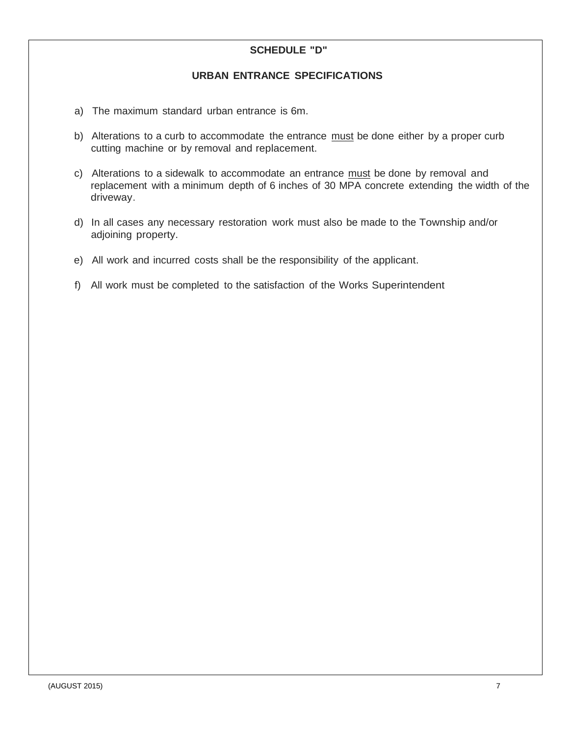## SCHEDULE "D"

## URBAN ENTRANCE SPECIFICATIONS

a) The maximum standard urban entrance is 6m.

b) Alterations to a curb to accommodate the entrance <u>must</u> be done either by a proper curb cutting machine or by removal and replacement.

c) Alterations to a sidewalk to accommodate an entrance <u>must</u> be done by removal and replacement with a minimum depth of 6 inches of 30 MPA concrete extending the width of the driveway.

d) In all cases any necessary restoration work must also be made to the Township and/or adjoining property.

e) All work and incurred costs shall be the responsibility of the applicant.

f) All work must be completed to the satisfaction of the Works Superintendent

(AUGUST 2015)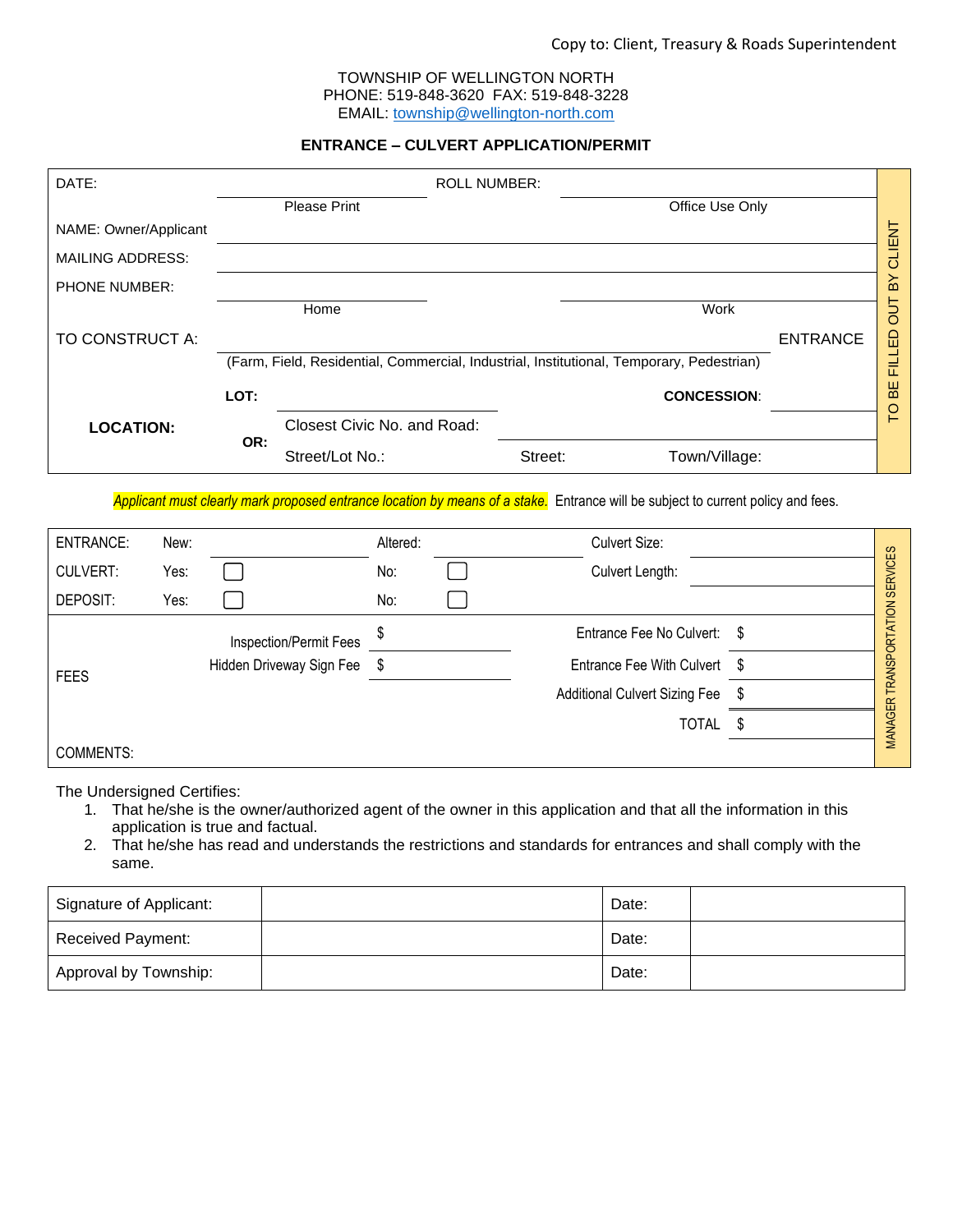Copy to: Client, Treasury & Roads Superintendent

TOWNSHIP OF WELLINGTON NORTH
PHONE: 519-848-3620 FAX: 519-848-3228
EMAIL: township@wellington-north.com

## ENTRANCE – CULVERT APPLICATION/PERMIT

**TO BE FILLED OUT BY CLIENT**

| | | | |
|---|---|---|---|
| DATE: | | ROLL NUMBER: | |
| | Please Print | | Office Use Only |
| NAME: Owner/Applicant | | | |
| MAILING ADDRESS: | | | |
| PHONE NUMBER: | | | |
| | Home | | Work |
| TO CONSTRUCT A: | | | ENTRANCE |
| | (Farm, Field, Residential, Commercial, Industrial, Institutional, Temporary, Pedestrian) | | |
| **LOCATION:** | **LOT:** | **CONCESSION**: | |
| | **OR:** Closest Civic No. and Road: | | |
| | Street/Lot No.: | Street: | Town/Village: |

*Applicant must clearly mark proposed entrance location by means of a stake.* Entrance will be subject to current policy and fees.

**MANAGER TRANSPORTATION SERVICES**

| | | | | | | |
|---|---|---|---|---|---|---|
| ENTRANCE: | New: | | Altered: | | Culvert Size: | |
| CULVERT: | Yes: | ☐ | No: | ☐ | Culvert Length: | |
| DEPOSIT: | Yes: | ☐ | No: | ☐ | | |
| FEES | Inspection/Permit Fees | $ | | | Entrance Fee No Culvert: | $ |
| | Hidden Driveway Sign Fee | $ | | | Entrance Fee With Culvert | $ |
| | | | | | Additional Culvert Sizing Fee | $ |
| | | | | | TOTAL | $ |
| COMMENTS: | | | | | | |

The Undersigned Certifies:

1. That he/she is the owner/authorized agent of the owner in this application and that all the information in this application is true and factual.
2. That he/she has read and understands the restrictions and standards for entrances and shall comply with the same.

| | | | |
|---|---|---|---|
| Signature of Applicant: | | Date: | |
| Received Payment: | | Date: | |
| Approval by Township: | | Date: | |